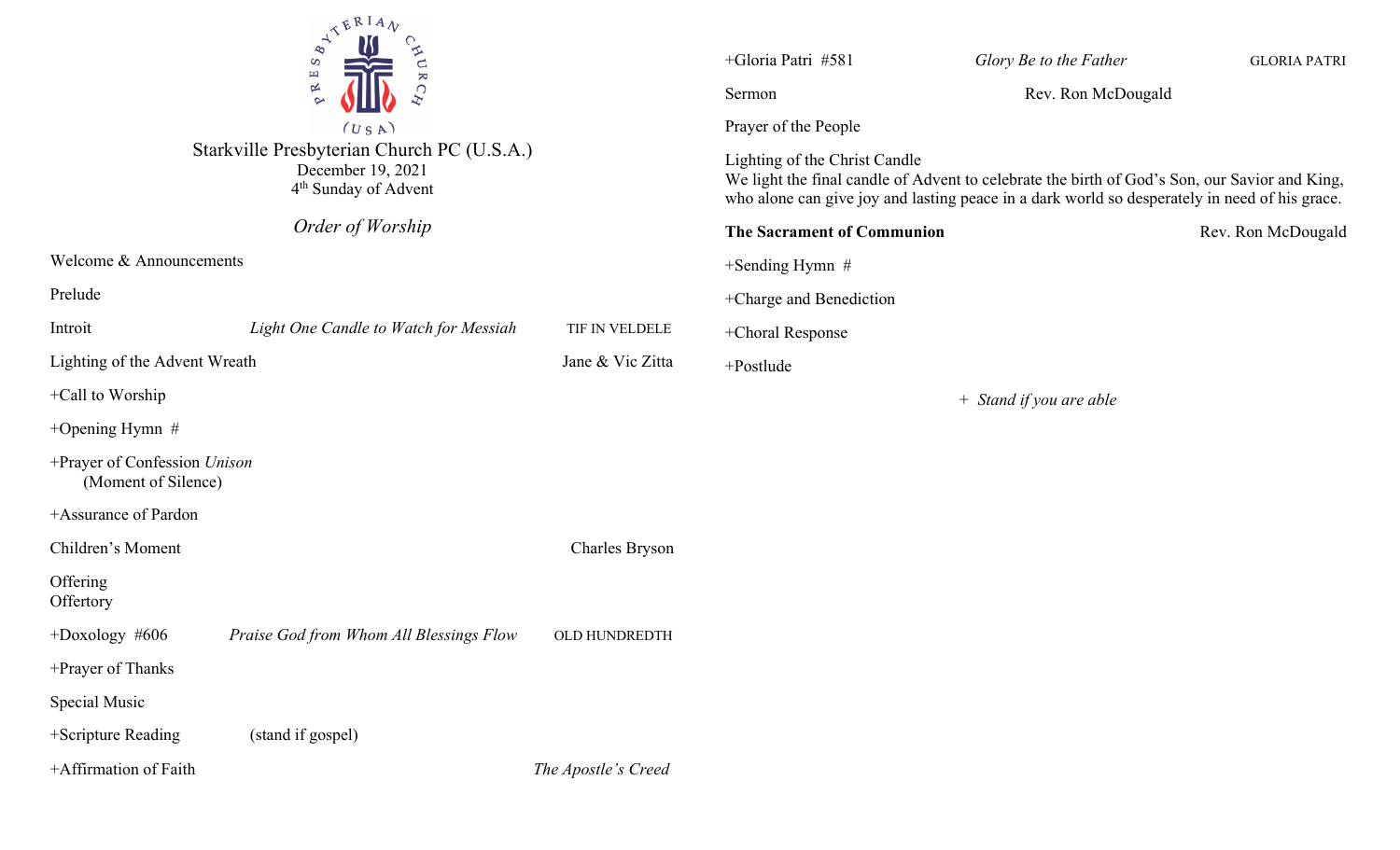# Starkville Presbyterian Church PC (U.S.A.)

December 19, 2021
4th Sunday of Advent

## *Order of Worship*

Welcome & Announcements

Prelude

Introit — *Light One Candle to Watch for Messiah* — TIF IN VELDELE

Lighting of the Advent Wreath — Jane & Vic Zitta

+Call to Worship

+Opening Hymn #

+Prayer of Confession *Unison*
(Moment of Silence)

+Assurance of Pardon

Children's Moment — Charles Bryson

Offering
Offertory

+Doxology #606 — *Praise God from Whom All Blessings Flow* — OLD HUNDREDTH

+Prayer of Thanks

Special Music

+Scripture Reading (stand if gospel)

+Affirmation of Faith — *The Apostle's Creed*

+Gloria Patri #581 — *Glory Be to the Father* — GLORIA PATRI

Sermon — Rev. Ron McDougald

Prayer of the People

Lighting of the Christ Candle
We light the final candle of Advent to celebrate the birth of God's Son, our Savior and King, who alone can give joy and lasting peace in a dark world so desperately in need of his grace.

**The Sacrament of Communion** — Rev. Ron McDougald

+Sending Hymn #

+Charge and Benediction

+Choral Response

+Postlude

\+ *Stand if you are able*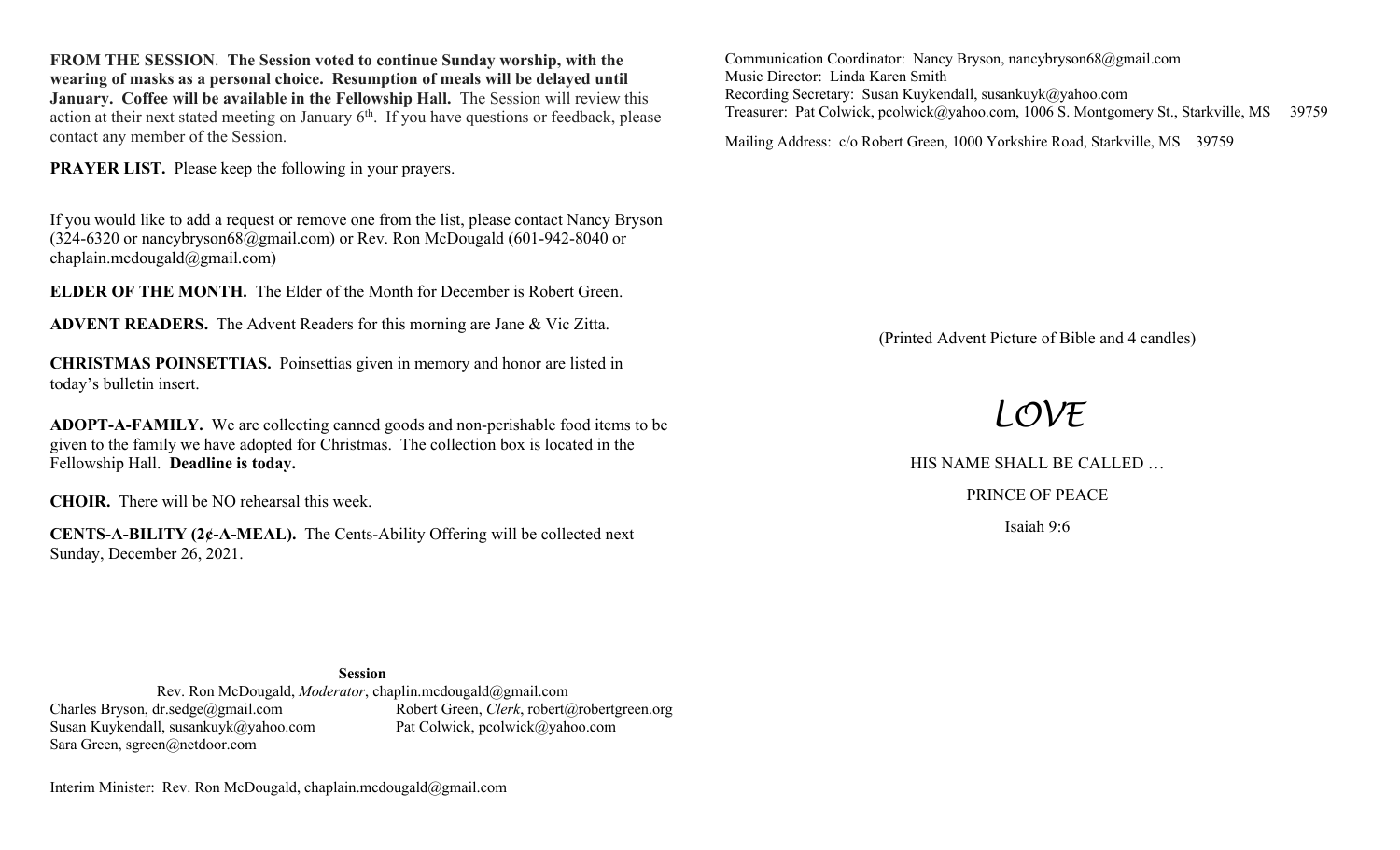**FROM THE SESSION**. **The Session voted to continue Sunday worship, with the wearing of masks as a personal choice. Resumption of meals will be delayed until January. Coffee will be available in the Fellowship Hall.** The Session will review this action at their next stated meeting on January 6th. If you have questions or feedback, please contact any member of the Session.

**PRAYER LIST.** Please keep the following in your prayers.

If you would like to add a request or remove one from the list, please contact Nancy Bryson (324-6320 or nancybryson68@gmail.com) or Rev. Ron McDougald (601-942-8040 or chaplain.mcdougald@gmail.com)

**ELDER OF THE MONTH.** The Elder of the Month for December is Robert Green.

**ADVENT READERS.** The Advent Readers for this morning are Jane & Vic Zitta.

**CHRISTMAS POINSETTIAS.** Poinsettias given in memory and honor are listed in today's bulletin insert.

**ADOPT-A-FAMILY.** We are collecting canned goods and non-perishable food items to be given to the family we have adopted for Christmas. The collection box is located in the Fellowship Hall. **Deadline is today.**

**CHOIR.** There will be NO rehearsal this week.

**CENTS-A-BILITY (2¢-A-MEAL).** The Cents-Ability Offering will be collected next Sunday, December 26, 2021.

**Session**

Rev. Ron McDougald, *Moderator*, chaplin.mcdougald@gmail.com

Charles Bryson, dr.sedge@gmail.com
Robert Green, *Clerk*, robert@robertgreen.org
Susan Kuykendall, susankuyk@yahoo.com
Pat Colwick, pcolwick@yahoo.com
Sara Green, sgreen@netdoor.com

Interim Minister: Rev. Ron McDougald, chaplain.mcdougald@gmail.com

Communication Coordinator: Nancy Bryson, nancybryson68@gmail.com
Music Director: Linda Karen Smith
Recording Secretary: Susan Kuykendall, susankuyk@yahoo.com
Treasurer: Pat Colwick, pcolwick@yahoo.com, 1006 S. Montgomery St., Starkville, MS 39759

Mailing Address: c/o Robert Green, 1000 Yorkshire Road, Starkville, MS 39759

(Printed Advent Picture of Bible and 4 candles)

# LOVE

HIS NAME SHALL BE CALLED …

PRINCE OF PEACE

Isaiah 9:6